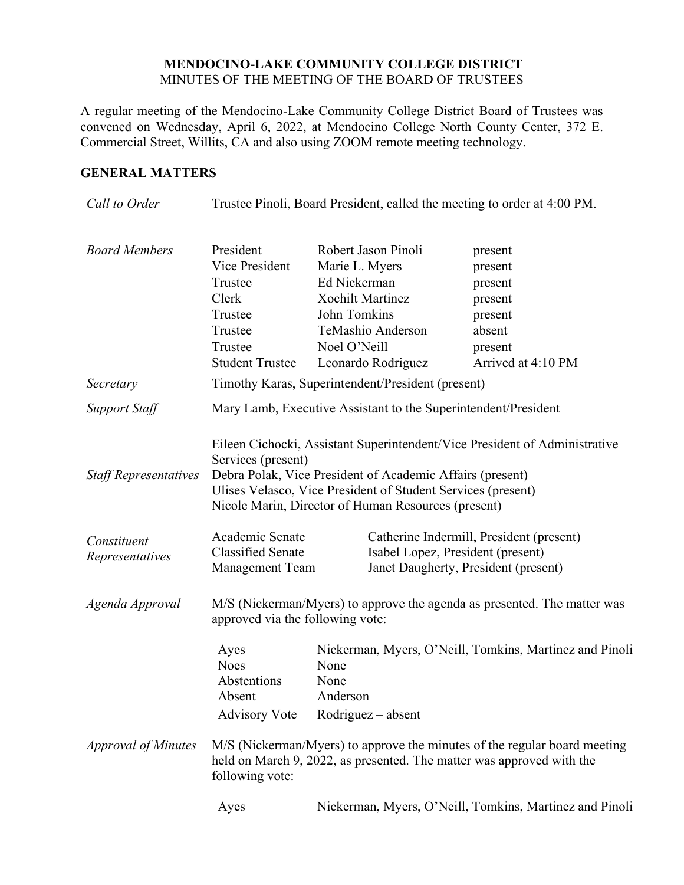**MENDOCINO-LAKE COMMUNITY COLLEGE DISTRICT**
MINUTES OF THE MEETING OF THE BOARD OF TRUSTEES

A regular meeting of the Mendocino-Lake Community College District Board of Trustees was convened on Wednesday, April 6, 2022, at Mendocino College North County Center, 372 E. Commercial Street, Willits, CA and also using ZOOM remote meeting technology.

## GENERAL MATTERS

*Call to Order*

Trustee Pinoli, Board President, called the meeting to order at 4:00 PM.

*Board Members*

| | | |
|---|---|---|
| President | Robert Jason Pinoli | present |
| Vice President | Marie L. Myers | present |
| Trustee | Ed Nickerman | present |
| Clerk | Xochilt Martinez | present |
| Trustee | John Tomkins | present |
| Trustee | TeMashio Anderson | absent |
| Trustee | Noel O'Neill | present |
| Student Trustee | Leonardo Rodriguez | Arrived at 4:10 PM |

*Secretary*

Timothy Karas, Superintendent/President (present)

*Support Staff*

Mary Lamb, Executive Assistant to the Superintendent/President

*Staff Representatives*

Eileen Cichocki, Assistant Superintendent/Vice President of Administrative Services (present)
Debra Polak, Vice President of Academic Affairs (present)
Ulises Velasco, Vice President of Student Services (present)
Nicole Marin, Director of Human Resources (present)

*Constituent Representatives*

| | |
|---|---|
| Academic Senate | Catherine Indermill, President (present) |
| Classified Senate | Isabel Lopez, President (present) |
| Management Team | Janet Daugherty, President (present) |

*Agenda Approval*

M/S (Nickerman/Myers) to approve the agenda as presented. The matter was approved via the following vote:

| | |
|---|---|
| Ayes | Nickerman, Myers, O'Neill, Tomkins, Martinez and Pinoli |
| Noes | None |
| Abstentions | None |
| Absent | Anderson |
| Advisory Vote | Rodriguez – absent |

*Approval of Minutes*

M/S (Nickerman/Myers) to approve the minutes of the regular board meeting held on March 9, 2022, as presented. The matter was approved with the following vote:

| | |
|---|---|
| Ayes | Nickerman, Myers, O'Neill, Tomkins, Martinez and Pinoli |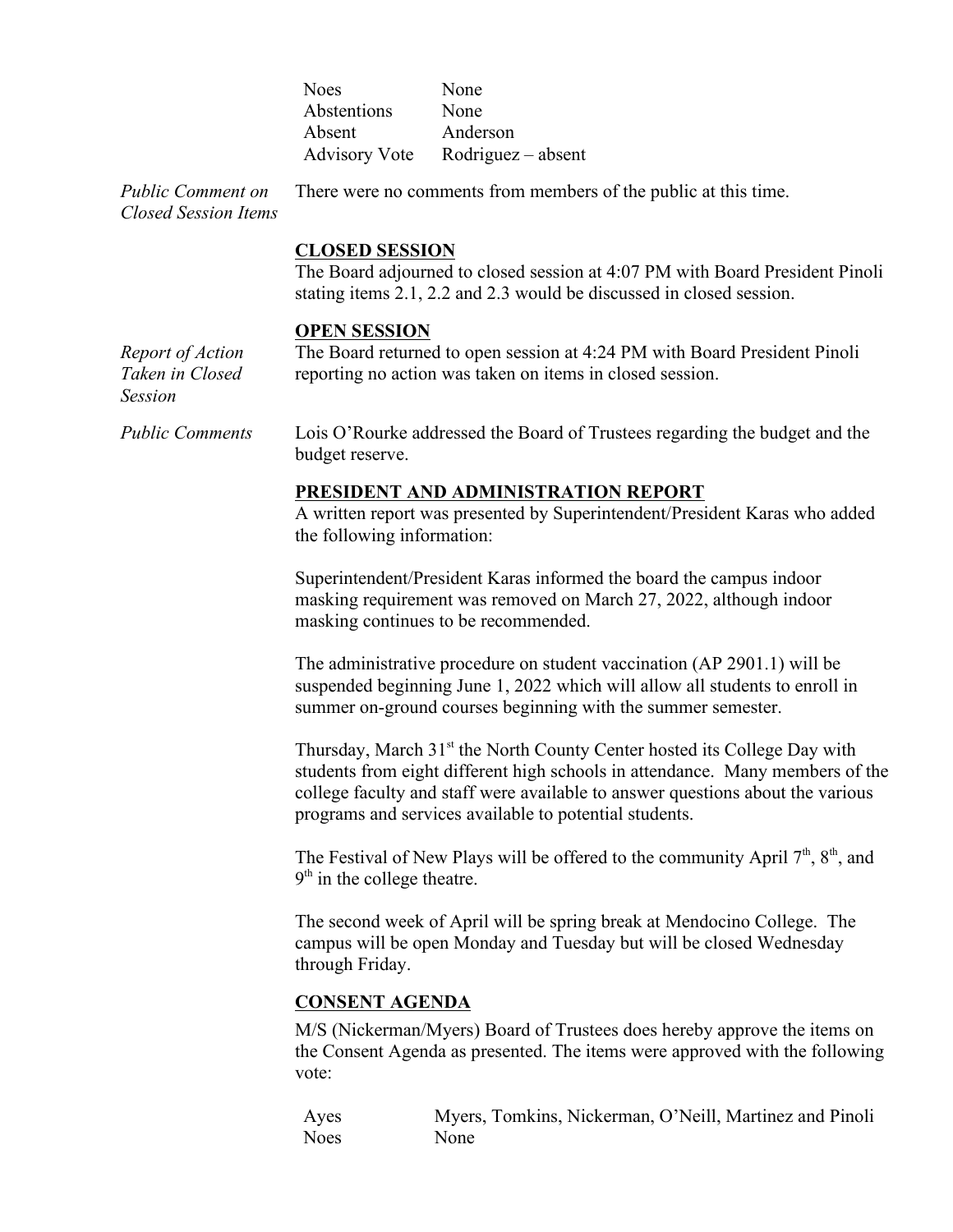| | |
|---|---|
| Noes | None |
| Abstentions | None |
| Absent | Anderson |
| Advisory Vote | Rodriguez – absent |

*Public Comment on Closed Session Items*

There were no comments from members of the public at this time.

**CLOSED SESSION**

The Board adjourned to closed session at 4:07 PM with Board President Pinoli stating items 2.1, 2.2 and 2.3 would be discussed in closed session.

**OPEN SESSION**

*Report of Action Taken in Closed Session*

The Board returned to open session at 4:24 PM with Board President Pinoli reporting no action was taken on items in closed session.

*Public Comments*

Lois O'Rourke addressed the Board of Trustees regarding the budget and the budget reserve.

**PRESIDENT AND ADMINISTRATION REPORT**

A written report was presented by Superintendent/President Karas who added the following information:

Superintendent/President Karas informed the board the campus indoor masking requirement was removed on March 27, 2022, although indoor masking continues to be recommended.

The administrative procedure on student vaccination (AP 2901.1) will be suspended beginning June 1, 2022 which will allow all students to enroll in summer on-ground courses beginning with the summer semester.

Thursday, March 31st the North County Center hosted its College Day with students from eight different high schools in attendance. Many members of the college faculty and staff were available to answer questions about the various programs and services available to potential students.

The Festival of New Plays will be offered to the community April 7th, 8th, and 9th in the college theatre.

The second week of April will be spring break at Mendocino College. The campus will be open Monday and Tuesday but will be closed Wednesday through Friday.

**CONSENT AGENDA**

M/S (Nickerman/Myers) Board of Trustees does hereby approve the items on the Consent Agenda as presented. The items were approved with the following vote:

| | |
|---|---|
| Ayes | Myers, Tomkins, Nickerman, O'Neill, Martinez and Pinoli |
| Noes | None |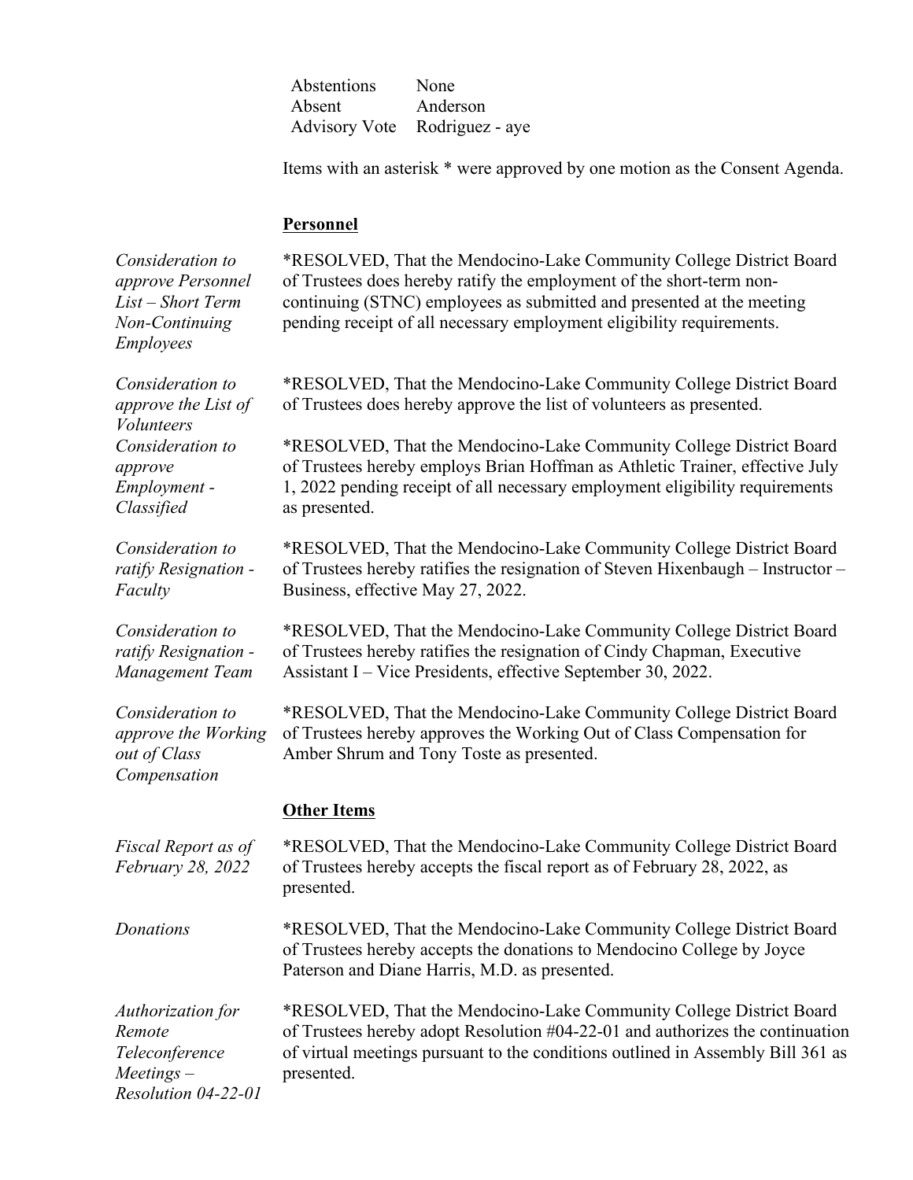| | |
|---|---|
| Abstentions | None |
| Absent | Anderson |
| Advisory Vote | Rodriguez - aye |

Items with an asterisk * were approved by one motion as the Consent Agenda.

## Personnel

*Consideration to approve Personnel List – Short Term Non-Continuing Employees*

*RESOLVED, That the Mendocino-Lake Community College District Board of Trustees does hereby ratify the employment of the short-term non-continuing (STNC) employees as submitted and presented at the meeting pending receipt of all necessary employment eligibility requirements.

*Consideration to approve the List of Volunteers*

*RESOLVED, That the Mendocino-Lake Community College District Board of Trustees does hereby approve the list of volunteers as presented.

*Consideration to approve Employment - Classified*

*RESOLVED, That the Mendocino-Lake Community College District Board of Trustees hereby employs Brian Hoffman as Athletic Trainer, effective July 1, 2022 pending receipt of all necessary employment eligibility requirements as presented.

*Consideration to ratify Resignation - Faculty*

*RESOLVED, That the Mendocino-Lake Community College District Board of Trustees hereby ratifies the resignation of Steven Hixenbaugh – Instructor – Business, effective May 27, 2022.

*Consideration to ratify Resignation - Management Team*

*RESOLVED, That the Mendocino-Lake Community College District Board of Trustees hereby ratifies the resignation of Cindy Chapman, Executive Assistant I – Vice Presidents, effective September 30, 2022.

*Consideration to approve the Working out of Class Compensation*

*RESOLVED, That the Mendocino-Lake Community College District Board of Trustees hereby approves the Working Out of Class Compensation for Amber Shrum and Tony Toste as presented.

## Other Items

*Fiscal Report as of February 28, 2022*

*RESOLVED, That the Mendocino-Lake Community College District Board of Trustees hereby accepts the fiscal report as of February 28, 2022, as presented.

*Donations*

*RESOLVED, That the Mendocino-Lake Community College District Board of Trustees hereby accepts the donations to Mendocino College by Joyce Paterson and Diane Harris, M.D. as presented.

*Authorization for Remote Teleconference Meetings – Resolution 04-22-01*

*RESOLVED, That the Mendocino-Lake Community College District Board of Trustees hereby adopt Resolution #04-22-01 and authorizes the continuation of virtual meetings pursuant to the conditions outlined in Assembly Bill 361 as presented.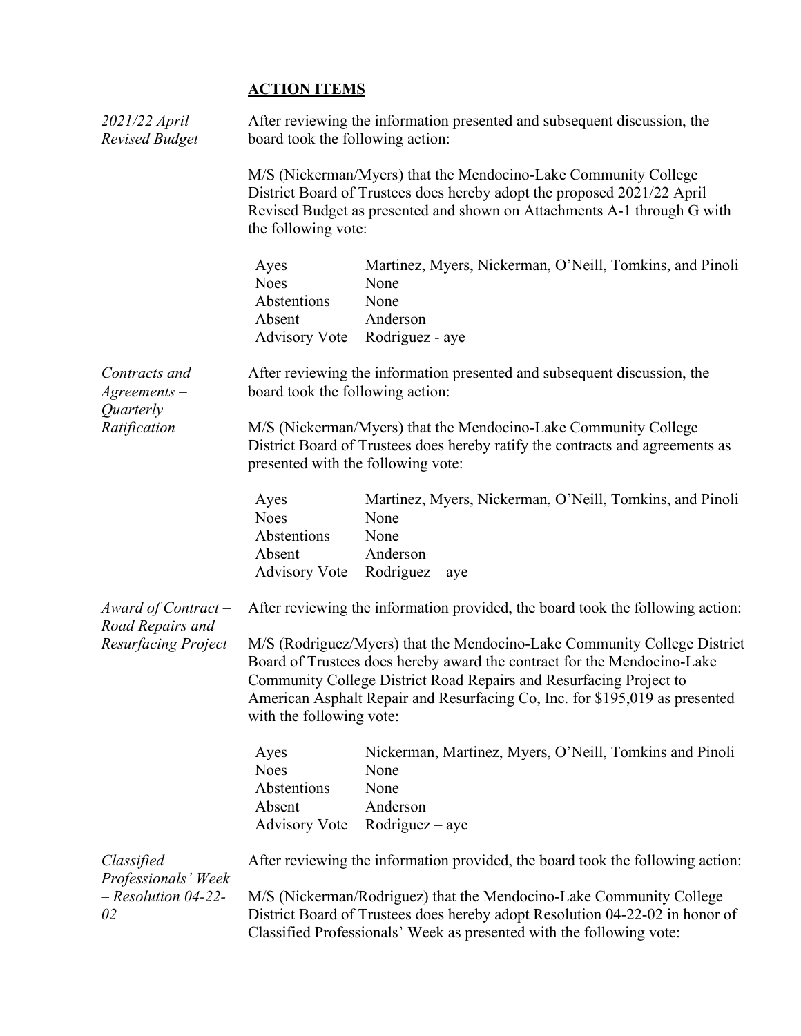## ACTION ITEMS

*2021/22 April Revised Budget*

After reviewing the information presented and subsequent discussion, the board took the following action:

M/S (Nickerman/Myers) that the Mendocino-Lake Community College District Board of Trustees does hereby adopt the proposed 2021/22 April Revised Budget as presented and shown on Attachments A-1 through G with the following vote:

| | |
|---|---|
| Ayes | Martinez, Myers, Nickerman, O'Neill, Tomkins, and Pinoli |
| Noes | None |
| Abstentions | None |
| Absent | Anderson |
| Advisory Vote | Rodriguez - aye |

*Contracts and Agreements – Quarterly Ratification*

After reviewing the information presented and subsequent discussion, the board took the following action:

M/S (Nickerman/Myers) that the Mendocino-Lake Community College District Board of Trustees does hereby ratify the contracts and agreements as presented with the following vote:

| | |
|---|---|
| Ayes | Martinez, Myers, Nickerman, O'Neill, Tomkins, and Pinoli |
| Noes | None |
| Abstentions | None |
| Absent | Anderson |
| Advisory Vote | Rodriguez – aye |

*Award of Contract – Road Repairs and Resurfacing Project*

After reviewing the information provided, the board took the following action:

M/S (Rodriguez/Myers) that the Mendocino-Lake Community College District Board of Trustees does hereby award the contract for the Mendocino-Lake Community College District Road Repairs and Resurfacing Project to American Asphalt Repair and Resurfacing Co, Inc. for $195,019 as presented with the following vote:

| | |
|---|---|
| Ayes | Nickerman, Martinez, Myers, O'Neill, Tomkins and Pinoli |
| Noes | None |
| Abstentions | None |
| Absent | Anderson |
| Advisory Vote | Rodriguez – aye |

*Classified Professionals' Week – Resolution 04-22-02*

After reviewing the information provided, the board took the following action:

M/S (Nickerman/Rodriguez) that the Mendocino-Lake Community College District Board of Trustees does hereby adopt Resolution 04-22-02 in honor of Classified Professionals' Week as presented with the following vote: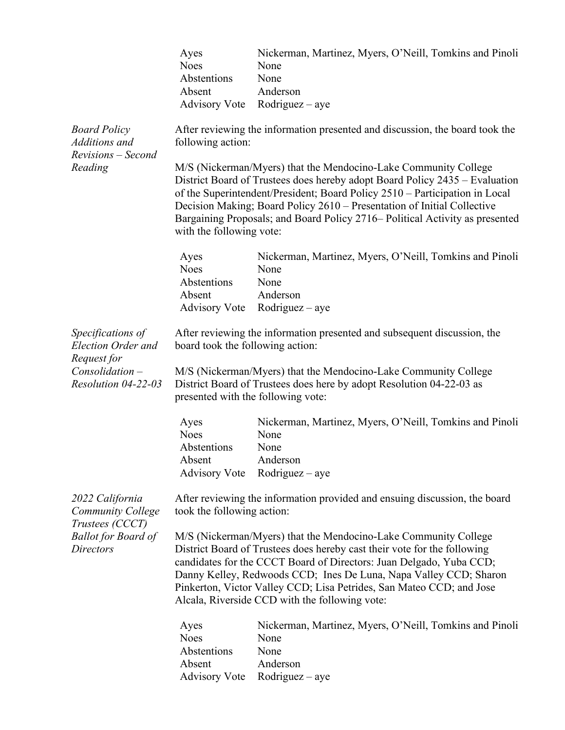| | |
|---|---|
| Ayes | Nickerman, Martinez, Myers, O'Neill, Tomkins and Pinoli |
| Noes | None |
| Abstentions | None |
| Absent | Anderson |
| Advisory Vote | Rodriguez – aye |

*Board Policy Additions and Revisions – Second Reading*

After reviewing the information presented and discussion, the board took the following action:

M/S (Nickerman/Myers) that the Mendocino-Lake Community College District Board of Trustees does hereby adopt Board Policy 2435 – Evaluation of the Superintendent/President; Board Policy 2510 – Participation in Local Decision Making; Board Policy 2610 – Presentation of Initial Collective Bargaining Proposals; and Board Policy 2716– Political Activity as presented with the following vote:

| | |
|---|---|
| Ayes | Nickerman, Martinez, Myers, O'Neill, Tomkins and Pinoli |
| Noes | None |
| Abstentions | None |
| Absent | Anderson |
| Advisory Vote | Rodriguez – aye |

*Specifications of Election Order and Request for Consolidation – Resolution 04-22-03*

After reviewing the information presented and subsequent discussion, the board took the following action:

M/S (Nickerman/Myers) that the Mendocino-Lake Community College District Board of Trustees does here by adopt Resolution 04-22-03 as presented with the following vote:

| | |
|---|---|
| Ayes | Nickerman, Martinez, Myers, O'Neill, Tomkins and Pinoli |
| Noes | None |
| Abstentions | None |
| Absent | Anderson |
| Advisory Vote | Rodriguez – aye |

*2022 California Community College Trustees (CCCT) Ballot for Board of Directors*

After reviewing the information provided and ensuing discussion, the board took the following action:

M/S (Nickerman/Myers) that the Mendocino-Lake Community College District Board of Trustees does hereby cast their vote for the following candidates for the CCCT Board of Directors: Juan Delgado, Yuba CCD; Danny Kelley, Redwoods CCD; Ines De Luna, Napa Valley CCD; Sharon Pinkerton, Victor Valley CCD; Lisa Petrides, San Mateo CCD; and Jose Alcala, Riverside CCD with the following vote:

| | |
|---|---|
| Ayes | Nickerman, Martinez, Myers, O'Neill, Tomkins and Pinoli |
| Noes | None |
| Abstentions | None |
| Absent | Anderson |
| Advisory Vote | Rodriguez – aye |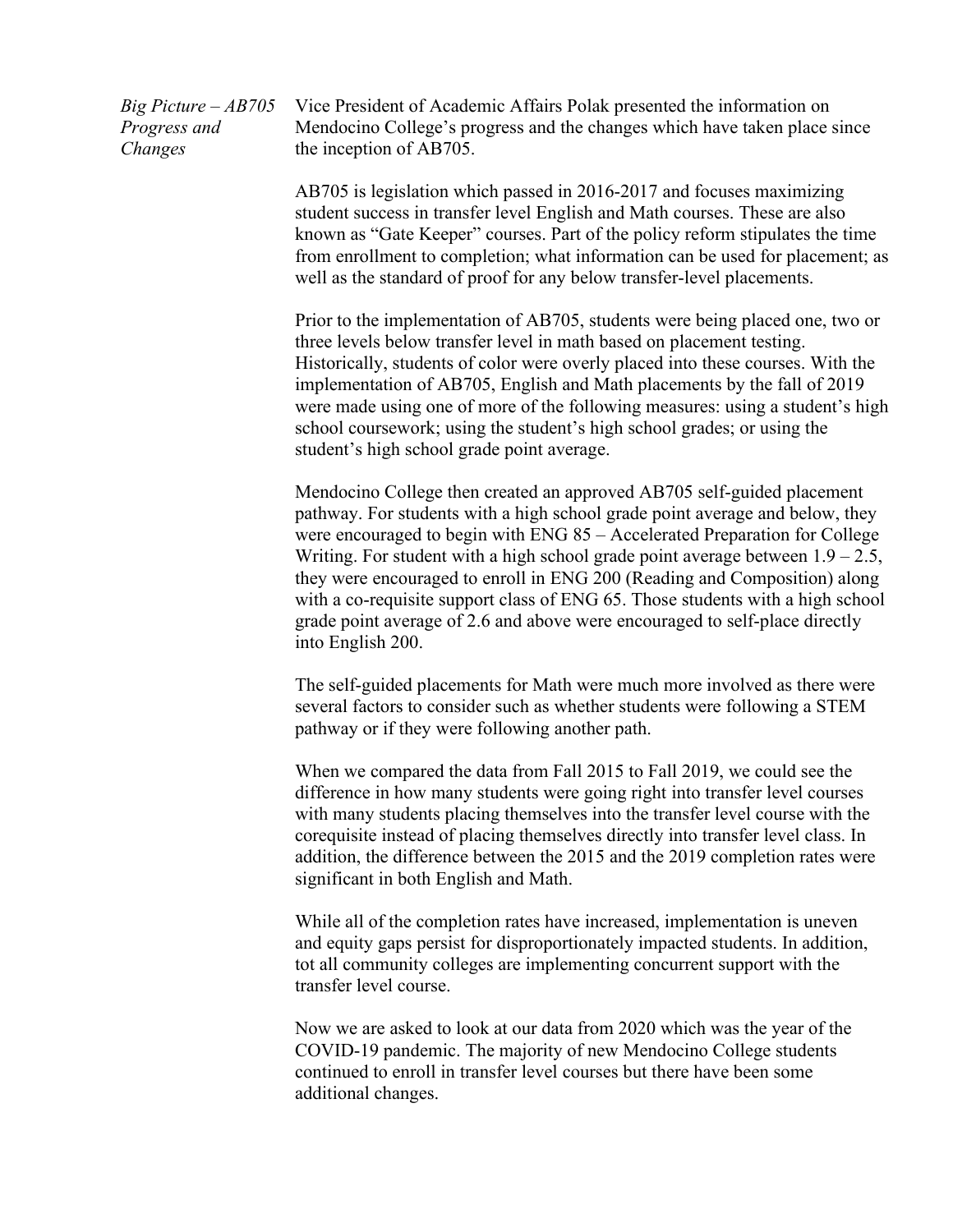*Big Picture – AB705 Progress and Changes*

Vice President of Academic Affairs Polak presented the information on Mendocino College's progress and the changes which have taken place since the inception of AB705.

AB705 is legislation which passed in 2016-2017 and focuses maximizing student success in transfer level English and Math courses. These are also known as "Gate Keeper" courses. Part of the policy reform stipulates the time from enrollment to completion; what information can be used for placement; as well as the standard of proof for any below transfer-level placements.

Prior to the implementation of AB705, students were being placed one, two or three levels below transfer level in math based on placement testing. Historically, students of color were overly placed into these courses. With the implementation of AB705, English and Math placements by the fall of 2019 were made using one of more of the following measures: using a student's high school coursework; using the student's high school grades; or using the student's high school grade point average.

Mendocino College then created an approved AB705 self-guided placement pathway. For students with a high school grade point average and below, they were encouraged to begin with ENG 85 – Accelerated Preparation for College Writing. For student with a high school grade point average between 1.9 – 2.5, they were encouraged to enroll in ENG 200 (Reading and Composition) along with a co-requisite support class of ENG 65. Those students with a high school grade point average of 2.6 and above were encouraged to self-place directly into English 200.

The self-guided placements for Math were much more involved as there were several factors to consider such as whether students were following a STEM pathway or if they were following another path.

When we compared the data from Fall 2015 to Fall 2019, we could see the difference in how many students were going right into transfer level courses with many students placing themselves into the transfer level course with the corequisite instead of placing themselves directly into transfer level class. In addition, the difference between the 2015 and the 2019 completion rates were significant in both English and Math.

While all of the completion rates have increased, implementation is uneven and equity gaps persist for disproportionately impacted students. In addition, tot all community colleges are implementing concurrent support with the transfer level course.

Now we are asked to look at our data from 2020 which was the year of the COVID-19 pandemic. The majority of new Mendocino College students continued to enroll in transfer level courses but there have been some additional changes.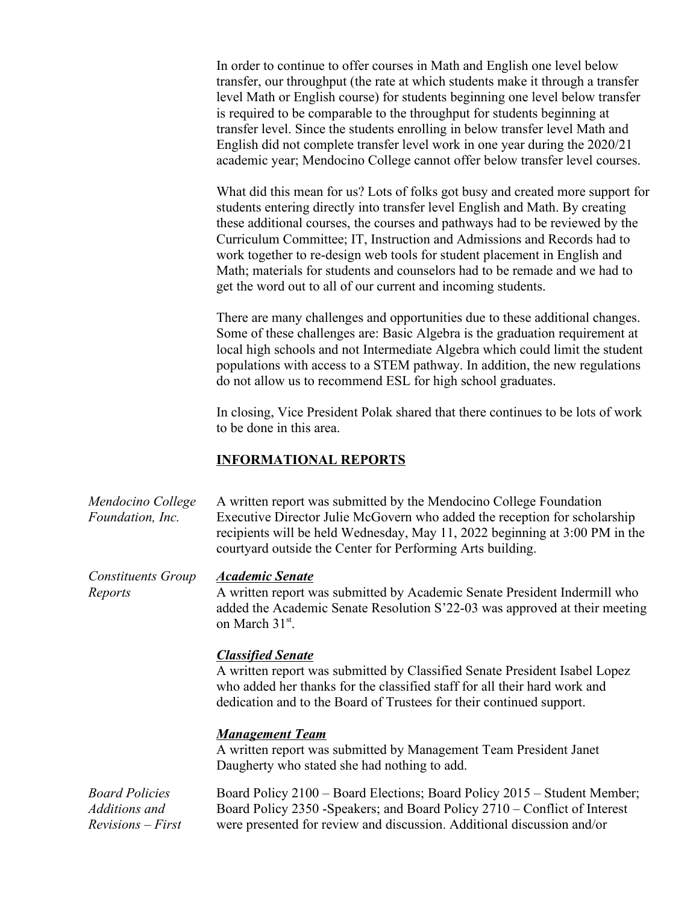In order to continue to offer courses in Math and English one level below transfer, our throughput (the rate at which students make it through a transfer level Math or English course) for students beginning one level below transfer is required to be comparable to the throughput for students beginning at transfer level. Since the students enrolling in below transfer level Math and English did not complete transfer level work in one year during the 2020/21 academic year; Mendocino College cannot offer below transfer level courses.

What did this mean for us? Lots of folks got busy and created more support for students entering directly into transfer level English and Math. By creating these additional courses, the courses and pathways had to be reviewed by the Curriculum Committee; IT, Instruction and Admissions and Records had to work together to re-design web tools for student placement in English and Math; materials for students and counselors had to be remade and we had to get the word out to all of our current and incoming students.

There are many challenges and opportunities due to these additional changes. Some of these challenges are: Basic Algebra is the graduation requirement at local high schools and not Intermediate Algebra which could limit the student populations with access to a STEM pathway. In addition, the new regulations do not allow us to recommend ESL for high school graduates.

In closing, Vice President Polak shared that there continues to be lots of work to be done in this area.

## INFORMATIONAL REPORTS

*Mendocino College Foundation, Inc.*

A written report was submitted by the Mendocino College Foundation Executive Director Julie McGovern who added the reception for scholarship recipients will be held Wednesday, May 11, 2022 beginning at 3:00 PM in the courtyard outside the Center for Performing Arts building.

*Constituents Group Reports*

***Academic Senate***

A written report was submitted by Academic Senate President Indermill who added the Academic Senate Resolution S'22-03 was approved at their meeting on March 31st.

***Classified Senate***

A written report was submitted by Classified Senate President Isabel Lopez who added her thanks for the classified staff for all their hard work and dedication and to the Board of Trustees for their continued support.

***Management Team***

A written report was submitted by Management Team President Janet Daugherty who stated she had nothing to add.

*Board Policies Additions and Revisions – First*

Board Policy 2100 – Board Elections; Board Policy 2015 – Student Member; Board Policy 2350 -Speakers; and Board Policy 2710 – Conflict of Interest were presented for review and discussion. Additional discussion and/or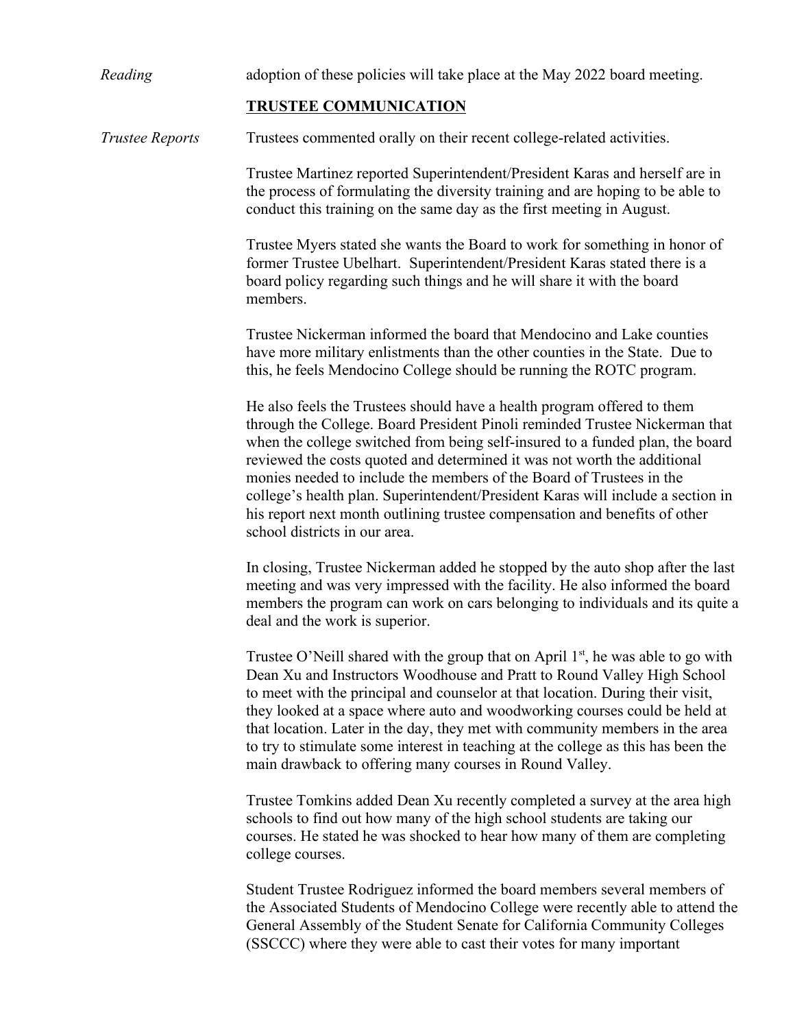*Reading* adoption of these policies will take place at the May 2022 board meeting.

## TRUSTEE COMMUNICATION

*Trustee Reports* Trustees commented orally on their recent college-related activities.

Trustee Martinez reported Superintendent/President Karas and herself are in the process of formulating the diversity training and are hoping to be able to conduct this training on the same day as the first meeting in August.

Trustee Myers stated she wants the Board to work for something in honor of former Trustee Ubelhart. Superintendent/President Karas stated there is a board policy regarding such things and he will share it with the board members.

Trustee Nickerman informed the board that Mendocino and Lake counties have more military enlistments than the other counties in the State. Due to this, he feels Mendocino College should be running the ROTC program.

He also feels the Trustees should have a health program offered to them through the College. Board President Pinoli reminded Trustee Nickerman that when the college switched from being self-insured to a funded plan, the board reviewed the costs quoted and determined it was not worth the additional monies needed to include the members of the Board of Trustees in the college's health plan. Superintendent/President Karas will include a section in his report next month outlining trustee compensation and benefits of other school districts in our area.

In closing, Trustee Nickerman added he stopped by the auto shop after the last meeting and was very impressed with the facility. He also informed the board members the program can work on cars belonging to individuals and its quite a deal and the work is superior.

Trustee O'Neill shared with the group that on April 1st, he was able to go with Dean Xu and Instructors Woodhouse and Pratt to Round Valley High School to meet with the principal and counselor at that location. During their visit, they looked at a space where auto and woodworking courses could be held at that location. Later in the day, they met with community members in the area to try to stimulate some interest in teaching at the college as this has been the main drawback to offering many courses in Round Valley.

Trustee Tomkins added Dean Xu recently completed a survey at the area high schools to find out how many of the high school students are taking our courses. He stated he was shocked to hear how many of them are completing college courses.

Student Trustee Rodriguez informed the board members several members of the Associated Students of Mendocino College were recently able to attend the General Assembly of the Student Senate for California Community Colleges (SSCCC) where they were able to cast their votes for many important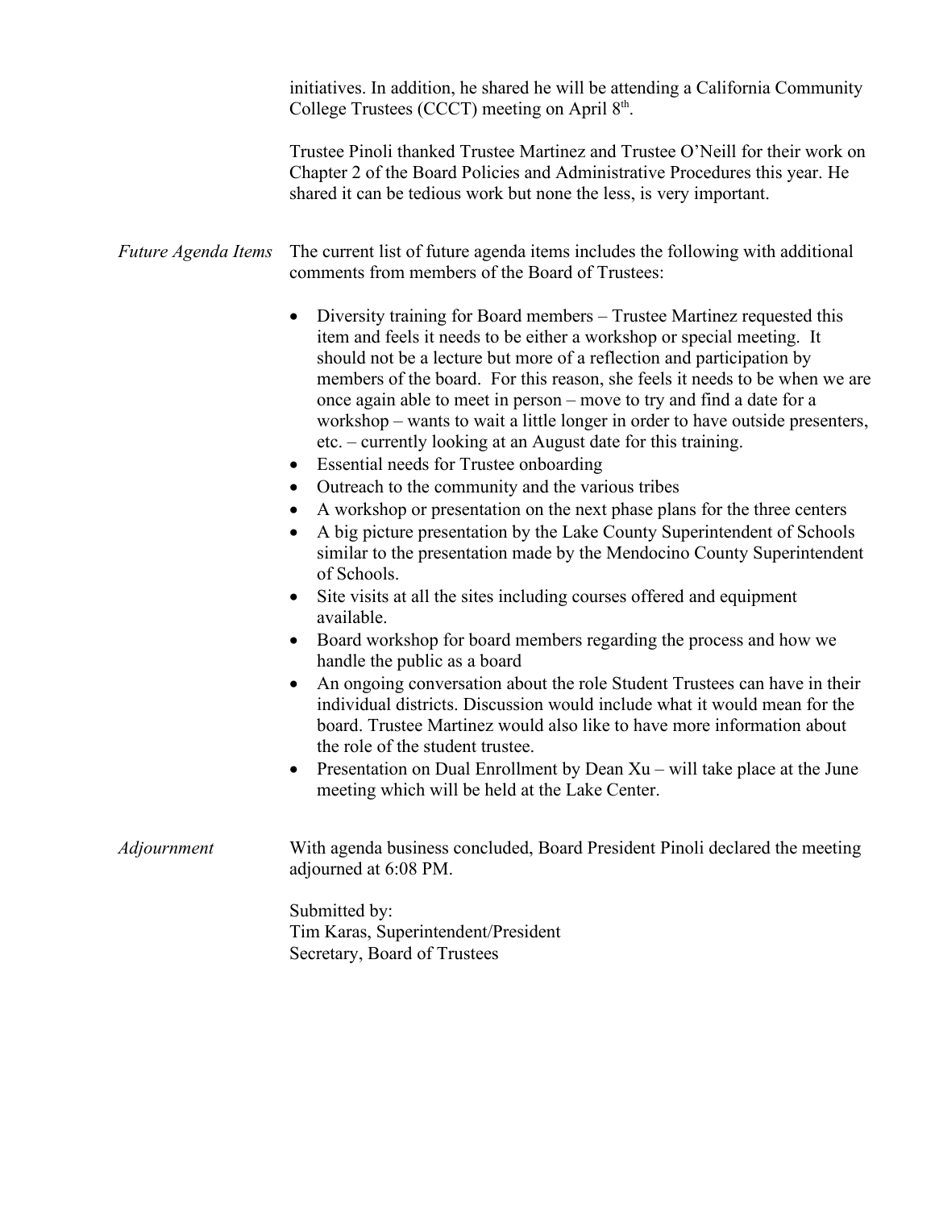initiatives. In addition, he shared he will be attending a California Community College Trustees (CCCT) meeting on April 8th.

Trustee Pinoli thanked Trustee Martinez and Trustee O'Neill for their work on Chapter 2 of the Board Policies and Administrative Procedures this year. He shared it can be tedious work but none the less, is very important.

*Future Agenda Items*

The current list of future agenda items includes the following with additional comments from members of the Board of Trustees:

- Diversity training for Board members – Trustee Martinez requested this item and feels it needs to be either a workshop or special meeting. It should not be a lecture but more of a reflection and participation by members of the board. For this reason, she feels it needs to be when we are once again able to meet in person – move to try and find a date for a workshop – wants to wait a little longer in order to have outside presenters, etc. – currently looking at an August date for this training.
- Essential needs for Trustee onboarding
- Outreach to the community and the various tribes
- A workshop or presentation on the next phase plans for the three centers
- A big picture presentation by the Lake County Superintendent of Schools similar to the presentation made by the Mendocino County Superintendent of Schools.
- Site visits at all the sites including courses offered and equipment available.
- Board workshop for board members regarding the process and how we handle the public as a board
- An ongoing conversation about the role Student Trustees can have in their individual districts. Discussion would include what it would mean for the board. Trustee Martinez would also like to have more information about the role of the student trustee.
- Presentation on Dual Enrollment by Dean Xu – will take place at the June meeting which will be held at the Lake Center.

*Adjournment*

With agenda business concluded, Board President Pinoli declared the meeting adjourned at 6:08 PM.

Submitted by:
Tim Karas, Superintendent/President
Secretary, Board of Trustees